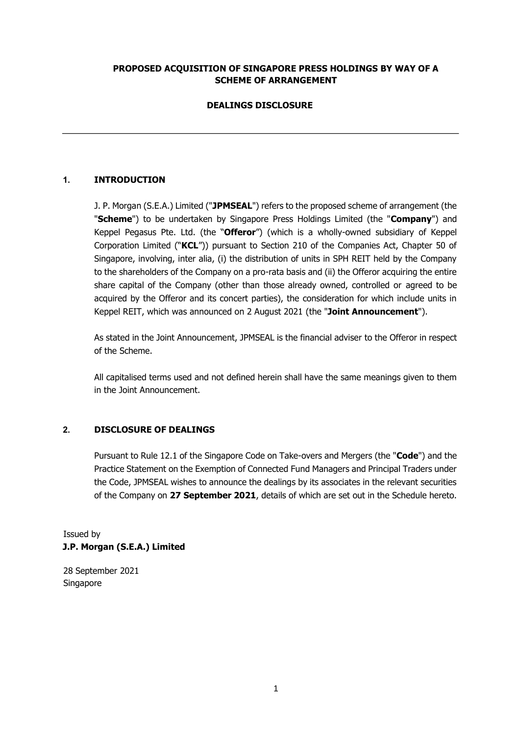**PROPOSED ACQUISITION OF SINGAPORE PRESS HOLDINGS BY WAY OF A SCHEME OF ARRANGEMENT**

**DEALINGS DISCLOSURE**

---

## 1. INTRODUCTION

J. P. Morgan (S.E.A.) Limited ("**JPMSEAL**") refers to the proposed scheme of arrangement (the "**Scheme**") to be undertaken by Singapore Press Holdings Limited (the "**Company**") and Keppel Pegasus Pte. Ltd. (the "**Offeror**") (which is a wholly-owned subsidiary of Keppel Corporation Limited ("**KCL**")) pursuant to Section 210 of the Companies Act, Chapter 50 of Singapore, involving, inter alia, (i) the distribution of units in SPH REIT held by the Company to the shareholders of the Company on a pro-rata basis and (ii) the Offeror acquiring the entire share capital of the Company (other than those already owned, controlled or agreed to be acquired by the Offeror and its concert parties), the consideration for which include units in Keppel REIT, which was announced on 2 August 2021 (the "**Joint Announcement**").

As stated in the Joint Announcement, JPMSEAL is the financial adviser to the Offeror in respect of the Scheme.

All capitalised terms used and not defined herein shall have the same meanings given to them in the Joint Announcement.

## 2. DISCLOSURE OF DEALINGS

Pursuant to Rule 12.1 of the Singapore Code on Take-overs and Mergers (the "**Code**") and the Practice Statement on the Exemption of Connected Fund Managers and Principal Traders under the Code, JPMSEAL wishes to announce the dealings by its associates in the relevant securities of the Company on **27 September 2021**, details of which are set out in the Schedule hereto.

Issued by
**J.P. Morgan (S.E.A.) Limited**

28 September 2021
Singapore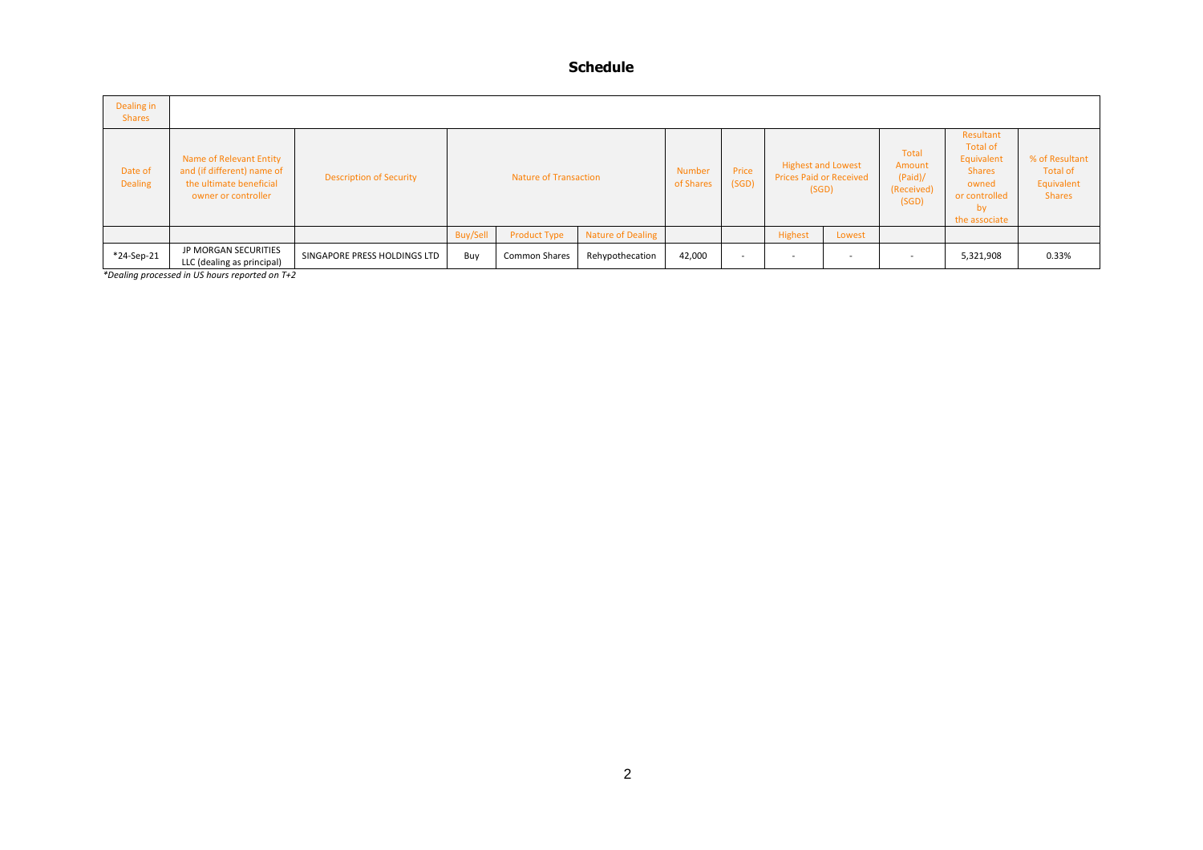## Schedule

| Dealing in Shares | | | | | | | | | | | | | |
|---|---|---|---|---|---|---|---|---|---|---|---|---|---|
| Date of Dealing | Name of Relevant Entity and (if different) name of the ultimate beneficial owner or controller | Description of Security | Nature of Transaction | | | Number of Shares | Price (SGD) | Highest and Lowest Prices Paid or Received (SGD) | | Total Amount (Paid)/ (Received) (SGD) | Resultant Total of Equivalent Shares owned or controlled by the associate | % of Resultant Total of Equivalent Shares |
| | | | Buy/Sell | Product Type | Nature of Dealing | | | Highest | Lowest | | | |
| *24-Sep-21 | JP MORGAN SECURITIES LLC (dealing as principal) | SINGAPORE PRESS HOLDINGS LTD | Buy | Common Shares | Rehypothecation | 42,000 | - | - | - | - | 5,321,908 | 0.33% |

*Dealing processed in US hours reported on T+2*